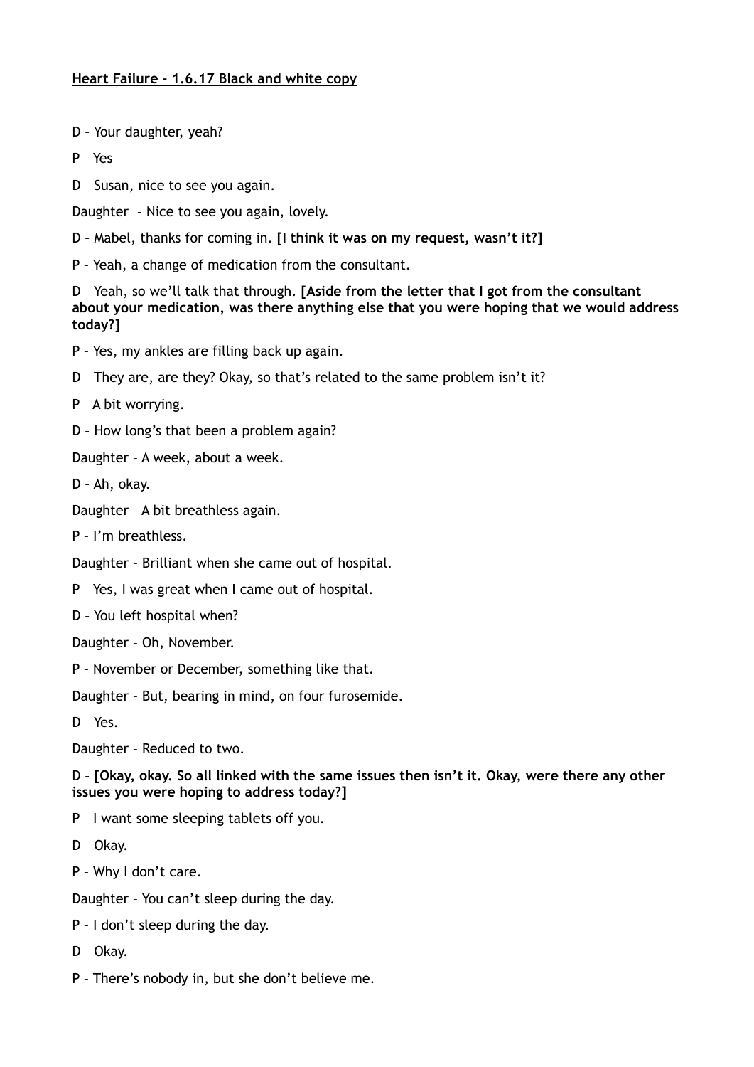**Heart Failure - 1.6.17 Black and white copy**

D – Your daughter, yeah?

P – Yes

D – Susan, nice to see you again.

Daughter – Nice to see you again, lovely.

D – Mabel, thanks for coming in. **[I think it was on my request, wasn't it?]**

P – Yeah, a change of medication from the consultant.

D – Yeah, so we'll talk that through. **[Aside from the letter that I got from the consultant about your medication, was there anything else that you were hoping that we would address today?]**

P – Yes, my ankles are filling back up again.

D – They are, are they? Okay, so that's related to the same problem isn't it?

P – A bit worrying.

D – How long's that been a problem again?

Daughter – A week, about a week.

D – Ah, okay.

Daughter – A bit breathless again.

P – I'm breathless.

Daughter – Brilliant when she came out of hospital.

P – Yes, I was great when I came out of hospital.

D – You left hospital when?

Daughter – Oh, November.

P – November or December, something like that.

Daughter – But, bearing in mind, on four furosemide.

D – Yes.

Daughter – Reduced to two.

D – **[Okay, okay. So all linked with the same issues then isn't it. Okay, were there any other issues you were hoping to address today?]**

P – I want some sleeping tablets off you.

D – Okay.

P – Why I don't care.

Daughter – You can't sleep during the day.

P – I don't sleep during the day.

D – Okay.

P – There's nobody in, but she don't believe me.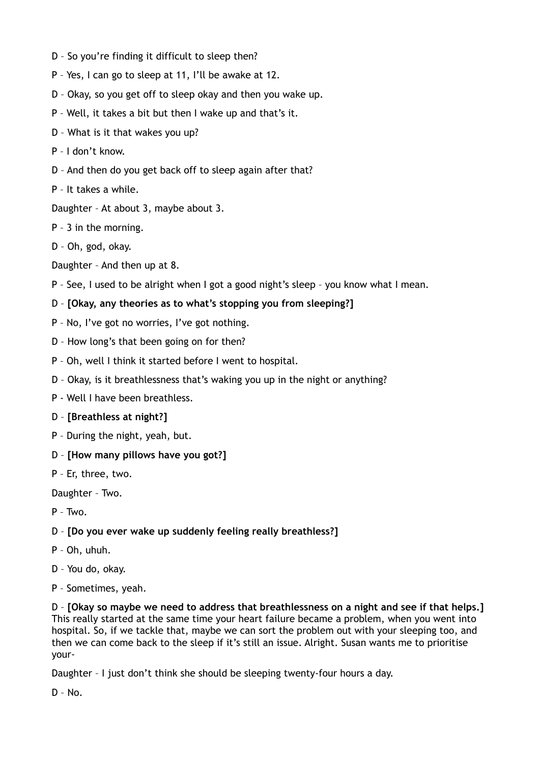D – So you're finding it difficult to sleep then?

P – Yes, I can go to sleep at 11, I'll be awake at 12.

D – Okay, so you get off to sleep okay and then you wake up.

P – Well, it takes a bit but then I wake up and that's it.

D – What is it that wakes you up?

P – I don't know.

D – And then do you get back off to sleep again after that?

P – It takes a while.

Daughter – At about 3, maybe about 3.

P – 3 in the morning.

D – Oh, god, okay.

Daughter – And then up at 8.

P – See, I used to be alright when I got a good night's sleep – you know what I mean.

D – **[Okay, any theories as to what's stopping you from sleeping?]**

P – No, I've got no worries, I've got nothing.

D – How long's that been going on for then?

P – Oh, well I think it started before I went to hospital.

D – Okay, is it breathlessness that's waking you up in the night or anything?

P - Well I have been breathless.

D – **[Breathless at night?]**

P – During the night, yeah, but.

D – **[How many pillows have you got?]**

P – Er, three, two.

Daughter – Two.

P – Two.

D – **[Do you ever wake up suddenly feeling really breathless?]**

P – Oh, uhuh.

D – You do, okay.

P – Sometimes, yeah.

D – **[Okay so maybe we need to address that breathlessness on a night and see if that helps.]** This really started at the same time your heart failure became a problem, when you went into hospital. So, if we tackle that, maybe we can sort the problem out with your sleeping too, and then we can come back to the sleep if it's still an issue. Alright. Susan wants me to prioritise your-

Daughter – I just don't think she should be sleeping twenty-four hours a day.

D – No.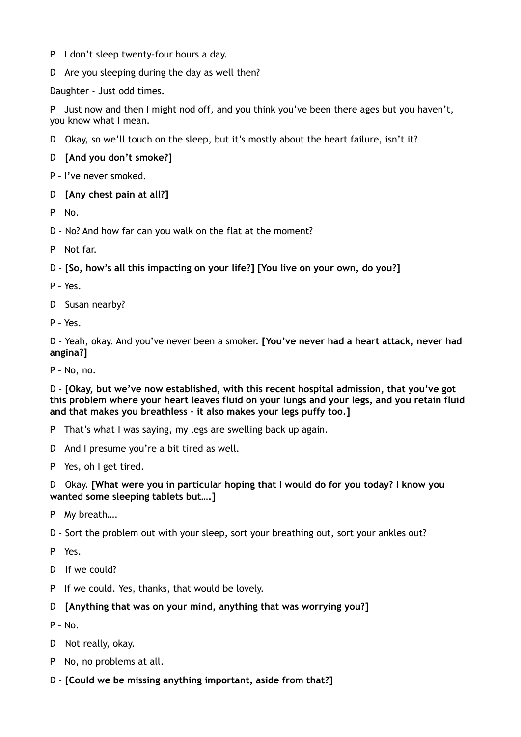P – I don’t sleep twenty-four hours a day.

D – Are you sleeping during the day as well then?

Daughter - Just odd times.

P – Just now and then I might nod off, and you think you’ve been there ages but you haven’t, you know what I mean.

D – Okay, so we’ll touch on the sleep, but it’s mostly about the heart failure, isn’t it?

D – **[And you don’t smoke?]**

P – I’ve never smoked.

D – **[Any chest pain at all?]**

P – No.

D – No? And how far can you walk on the flat at the moment?

P – Not far.

D – **[So, how’s all this impacting on your life?] [You live on your own, do you?]**

P – Yes.

D – Susan nearby?

P – Yes.

D – Yeah, okay. And you’ve never been a smoker. **[You’ve never had a heart attack, never had angina?]**

P – No, no.

D – **[Okay, but we’ve now established, with this recent hospital admission, that you’ve got this problem where your heart leaves fluid on your lungs and your legs, and you retain fluid and that makes you breathless – it also makes your legs puffy too.]**

P – That’s what I was saying, my legs are swelling back up again.

D – And I presume you’re a bit tired as well.

P – Yes, oh I get tired.

D – Okay. **[What were you in particular hoping that I would do for you today? I know you wanted some sleeping tablets but….]**

P – My breath….

D – Sort the problem out with your sleep, sort your breathing out, sort your ankles out?

P – Yes.

D – If we could?

P – If we could. Yes, thanks, that would be lovely.

D – **[Anything that was on your mind, anything that was worrying you?]**

P – No.

D – Not really, okay.

P – No, no problems at all.

D – **[Could we be missing anything important, aside from that?]**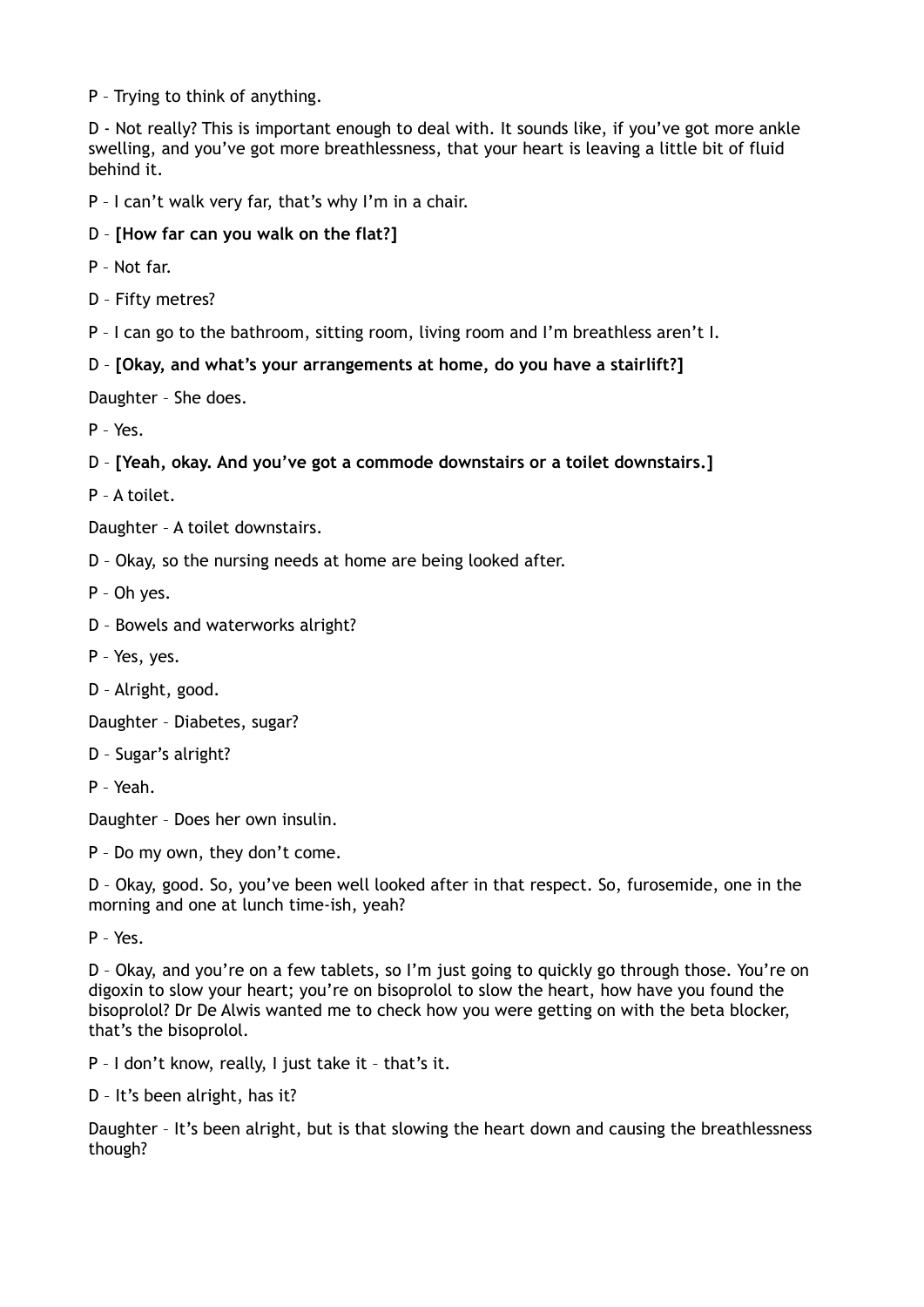P – Trying to think of anything.

D - Not really? This is important enough to deal with. It sounds like, if you've got more ankle swelling, and you've got more breathlessness, that your heart is leaving a little bit of fluid behind it.

P – I can't walk very far, that's why I'm in a chair.

D – **[How far can you walk on the flat?]**

P – Not far.

D – Fifty metres?

P – I can go to the bathroom, sitting room, living room and I'm breathless aren't I.

D – **[Okay, and what's your arrangements at home, do you have a stairlift?]**

Daughter – She does.

P – Yes.

D – **[Yeah, okay. And you've got a commode downstairs or a toilet downstairs.]**

P – A toilet.

Daughter – A toilet downstairs.

D – Okay, so the nursing needs at home are being looked after.

P – Oh yes.

D – Bowels and waterworks alright?

P – Yes, yes.

D – Alright, good.

Daughter – Diabetes, sugar?

D – Sugar's alright?

P – Yeah.

Daughter – Does her own insulin.

P – Do my own, they don't come.

D – Okay, good. So, you've been well looked after in that respect. So, furosemide, one in the morning and one at lunch time-ish, yeah?

P – Yes.

D – Okay, and you're on a few tablets, so I'm just going to quickly go through those. You're on digoxin to slow your heart; you're on bisoprolol to slow the heart, how have you found the bisoprolol? Dr De Alwis wanted me to check how you were getting on with the beta blocker, that's the bisoprolol.

P – I don't know, really, I just take it – that's it.

D – It's been alright, has it?

Daughter – It's been alright, but is that slowing the heart down and causing the breathlessness though?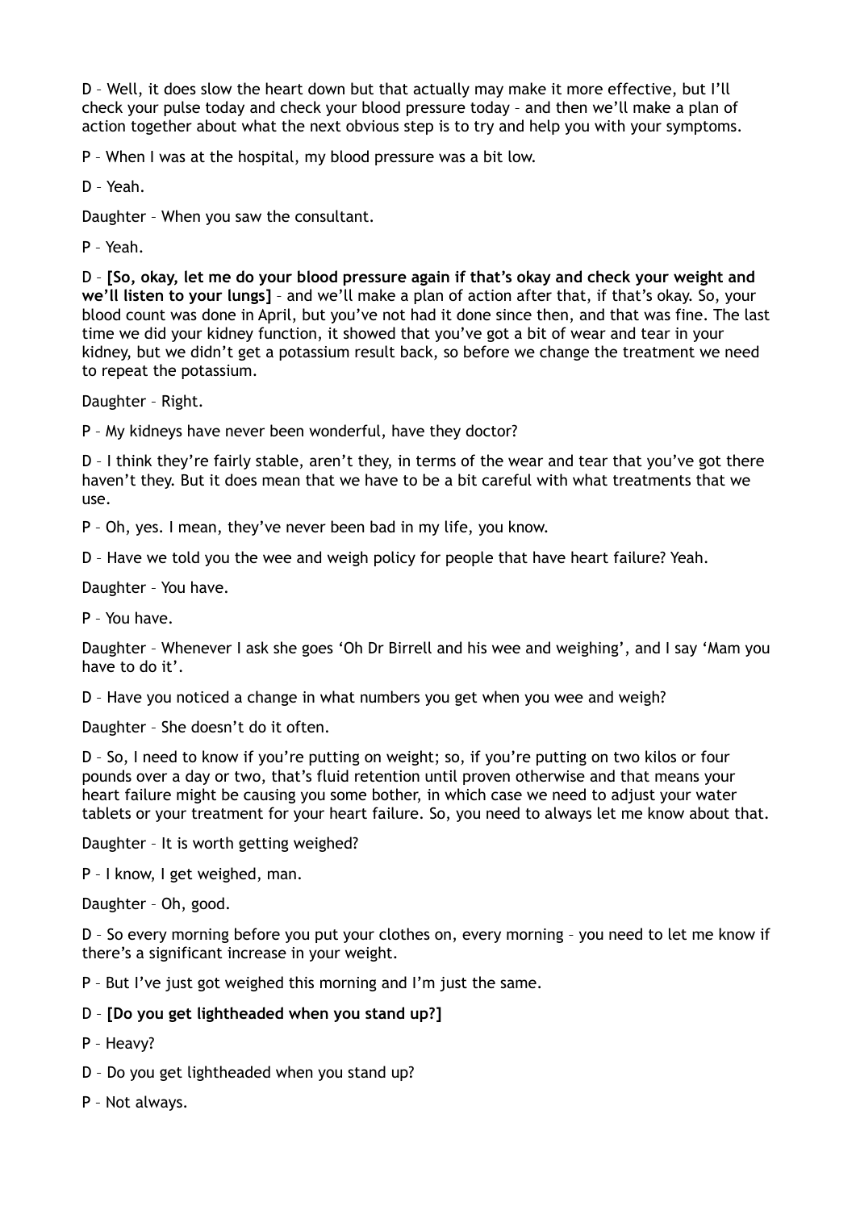D – Well, it does slow the heart down but that actually may make it more effective, but I'll check your pulse today and check your blood pressure today – and then we'll make a plan of action together about what the next obvious step is to try and help you with your symptoms.

P – When I was at the hospital, my blood pressure was a bit low.

D – Yeah.

Daughter – When you saw the consultant.

P – Yeah.

D – **[So, okay, let me do your blood pressure again if that's okay and check your weight and we'll listen to your lungs]** – and we'll make a plan of action after that, if that's okay. So, your blood count was done in April, but you've not had it done since then, and that was fine. The last time we did your kidney function, it showed that you've got a bit of wear and tear in your kidney, but we didn't get a potassium result back, so before we change the treatment we need to repeat the potassium.

Daughter – Right.

P – My kidneys have never been wonderful, have they doctor?

D – I think they're fairly stable, aren't they, in terms of the wear and tear that you've got there haven't they. But it does mean that we have to be a bit careful with what treatments that we use.

P – Oh, yes. I mean, they've never been bad in my life, you know.

D – Have we told you the wee and weigh policy for people that have heart failure? Yeah.

Daughter – You have.

P – You have.

Daughter – Whenever I ask she goes 'Oh Dr Birrell and his wee and weighing', and I say 'Mam you have to do it'.

D – Have you noticed a change in what numbers you get when you wee and weigh?

Daughter – She doesn't do it often.

D – So, I need to know if you're putting on weight; so, if you're putting on two kilos or four pounds over a day or two, that's fluid retention until proven otherwise and that means your heart failure might be causing you some bother, in which case we need to adjust your water tablets or your treatment for your heart failure. So, you need to always let me know about that.

Daughter – It is worth getting weighed?

P – I know, I get weighed, man.

Daughter – Oh, good.

D – So every morning before you put your clothes on, every morning – you need to let me know if there's a significant increase in your weight.

P – But I've just got weighed this morning and I'm just the same.

D – **[Do you get lightheaded when you stand up?]**

P – Heavy?

D – Do you get lightheaded when you stand up?

P – Not always.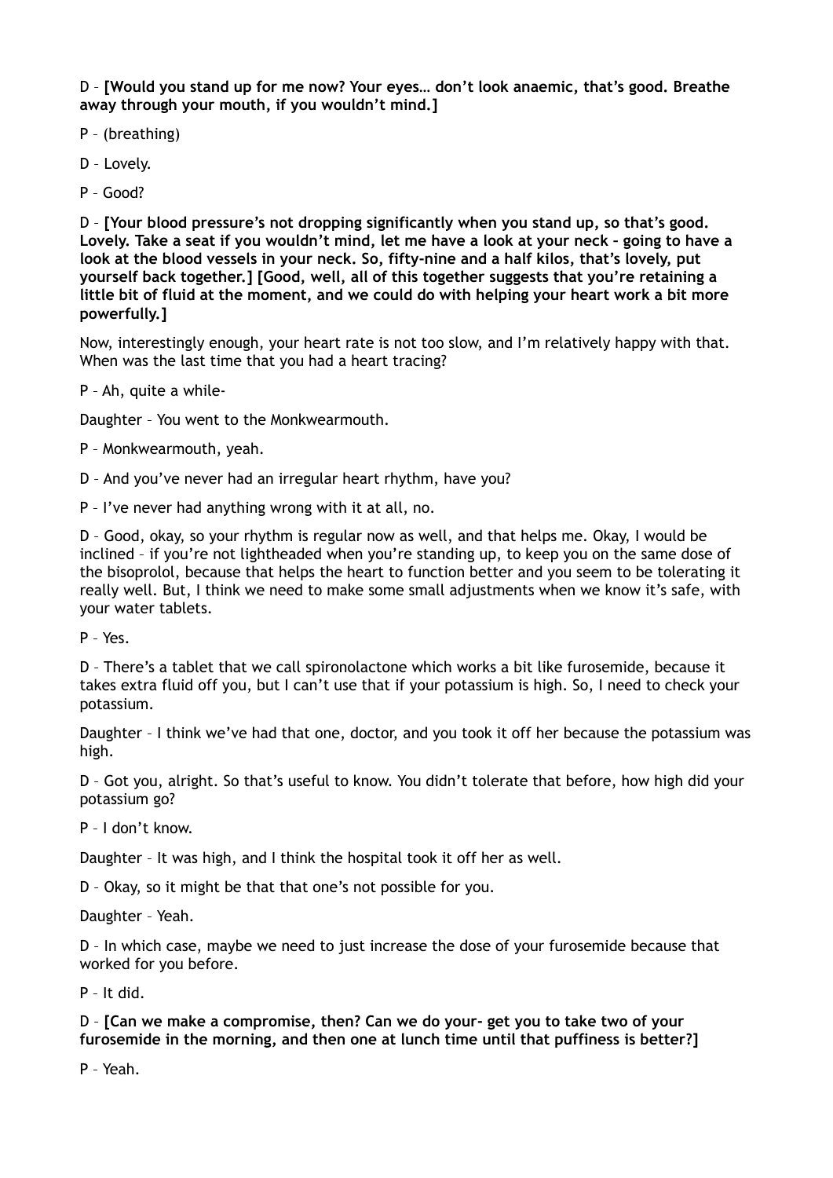D – **[Would you stand up for me now? Your eyes… don't look anaemic, that's good. Breathe away through your mouth, if you wouldn't mind.]**

P – (breathing)

D – Lovely.

P – Good?

D – **[Your blood pressure's not dropping significantly when you stand up, so that's good. Lovely. Take a seat if you wouldn't mind, let me have a look at your neck – going to have a look at the blood vessels in your neck. So, fifty-nine and a half kilos, that's lovely, put yourself back together.] [Good, well, all of this together suggests that you're retaining a little bit of fluid at the moment, and we could do with helping your heart work a bit more powerfully.]**

Now, interestingly enough, your heart rate is not too slow, and I'm relatively happy with that. When was the last time that you had a heart tracing?

P – Ah, quite a while-

Daughter – You went to the Monkwearmouth.

P – Monkwearmouth, yeah.

D – And you've never had an irregular heart rhythm, have you?

P – I've never had anything wrong with it at all, no.

D – Good, okay, so your rhythm is regular now as well, and that helps me. Okay, I would be inclined – if you're not lightheaded when you're standing up, to keep you on the same dose of the bisoprolol, because that helps the heart to function better and you seem to be tolerating it really well. But, I think we need to make some small adjustments when we know it's safe, with your water tablets.

P – Yes.

D – There's a tablet that we call spironolactone which works a bit like furosemide, because it takes extra fluid off you, but I can't use that if your potassium is high. So, I need to check your potassium.

Daughter – I think we've had that one, doctor, and you took it off her because the potassium was high.

D – Got you, alright. So that's useful to know. You didn't tolerate that before, how high did your potassium go?

P – I don't know.

Daughter – It was high, and I think the hospital took it off her as well.

D – Okay, so it might be that that one's not possible for you.

Daughter – Yeah.

D – In which case, maybe we need to just increase the dose of your furosemide because that worked for you before.

P – It did.

D – **[Can we make a compromise, then? Can we do your- get you to take two of your furosemide in the morning, and then one at lunch time until that puffiness is better?]**

P – Yeah.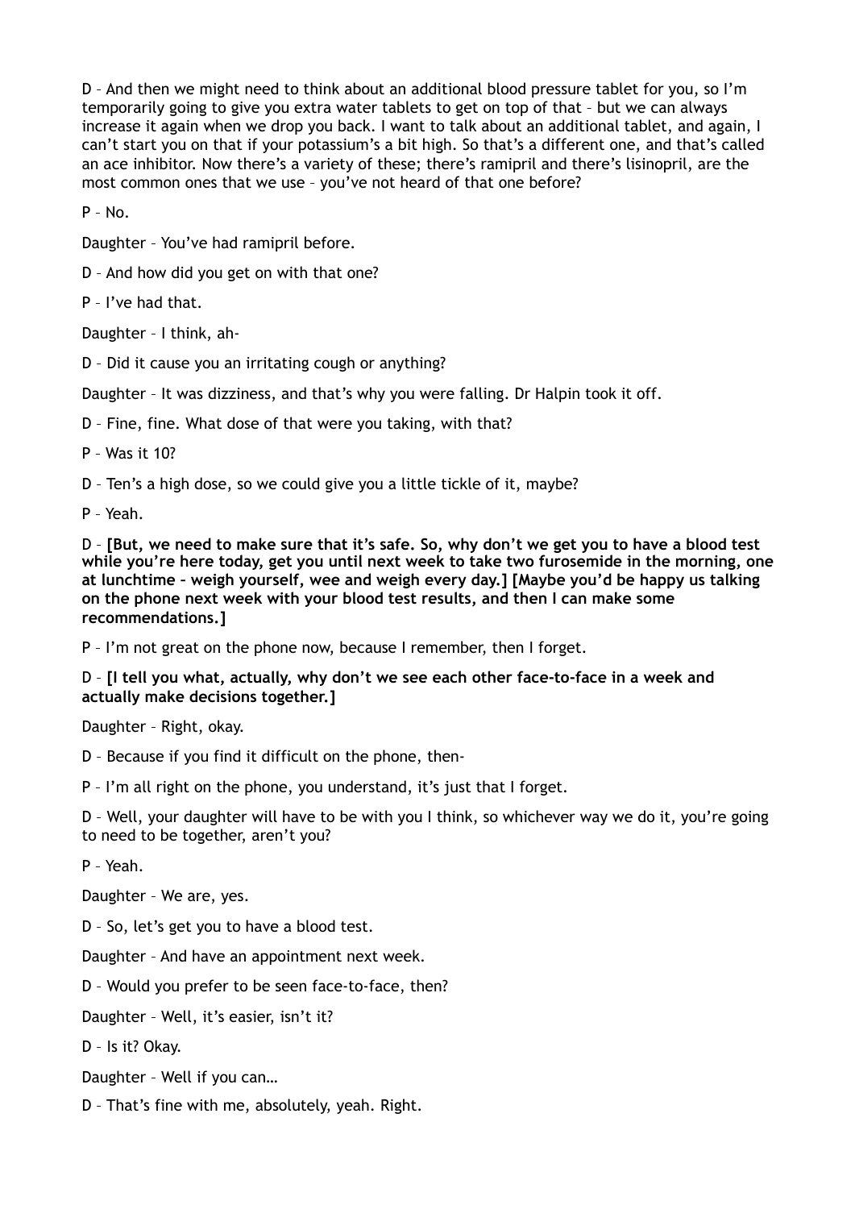D – And then we might need to think about an additional blood pressure tablet for you, so I'm temporarily going to give you extra water tablets to get on top of that – but we can always increase it again when we drop you back. I want to talk about an additional tablet, and again, I can't start you on that if your potassium's a bit high. So that's a different one, and that's called an ace inhibitor. Now there's a variety of these; there's ramipril and there's lisinopril, are the most common ones that we use – you've not heard of that one before?

P – No.

Daughter – You've had ramipril before.

D – And how did you get on with that one?

P – I've had that.

Daughter – I think, ah-

D – Did it cause you an irritating cough or anything?

Daughter – It was dizziness, and that's why you were falling. Dr Halpin took it off.

D – Fine, fine. What dose of that were you taking, with that?

P – Was it 10?

D – Ten's a high dose, so we could give you a little tickle of it, maybe?

P – Yeah.

D – **[But, we need to make sure that it's safe. So, why don't we get you to have a blood test while you're here today, get you until next week to take two furosemide in the morning, one at lunchtime – weigh yourself, wee and weigh every day.] [Maybe you'd be happy us talking on the phone next week with your blood test results, and then I can make some recommendations.]**

P – I'm not great on the phone now, because I remember, then I forget.

D – **[I tell you what, actually, why don't we see each other face-to-face in a week and actually make decisions together.]**

Daughter – Right, okay.

D – Because if you find it difficult on the phone, then-

P – I'm all right on the phone, you understand, it's just that I forget.

D – Well, your daughter will have to be with you I think, so whichever way we do it, you're going to need to be together, aren't you?

P – Yeah.

Daughter – We are, yes.

D – So, let's get you to have a blood test.

Daughter – And have an appointment next week.

D – Would you prefer to be seen face-to-face, then?

Daughter – Well, it's easier, isn't it?

D – Is it? Okay.

Daughter – Well if you can…

D – That's fine with me, absolutely, yeah. Right.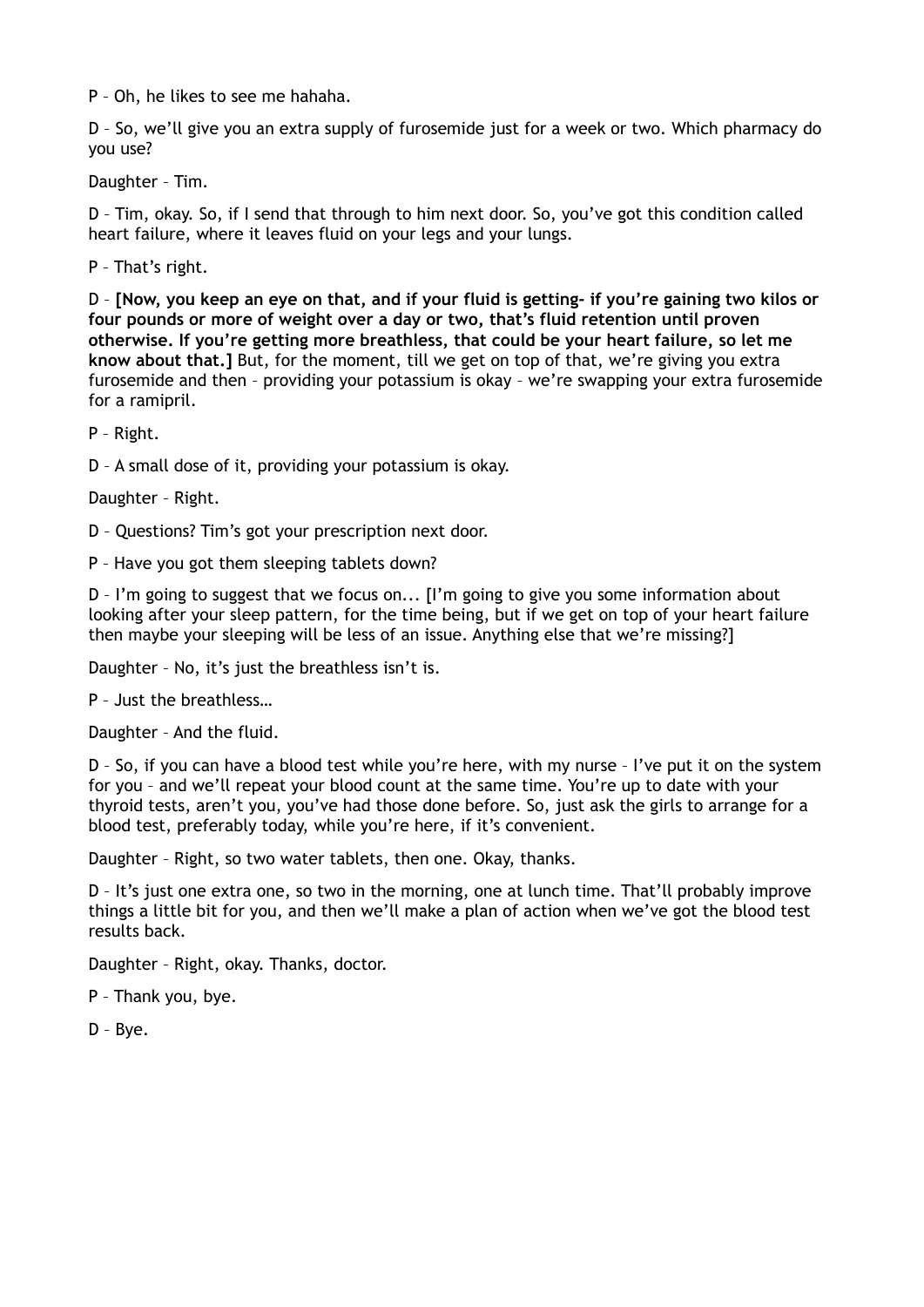P – Oh, he likes to see me hahaha.

D – So, we'll give you an extra supply of furosemide just for a week or two. Which pharmacy do you use?

Daughter – Tim.

D – Tim, okay. So, if I send that through to him next door. So, you've got this condition called heart failure, where it leaves fluid on your legs and your lungs.

P – That's right.

D – **[Now, you keep an eye on that, and if your fluid is getting- if you're gaining two kilos or four pounds or more of weight over a day or two, that's fluid retention until proven otherwise. If you're getting more breathless, that could be your heart failure, so let me know about that.]** But, for the moment, till we get on top of that, we're giving you extra furosemide and then – providing your potassium is okay – we're swapping your extra furosemide for a ramipril.

P – Right.

D – A small dose of it, providing your potassium is okay.

Daughter – Right.

D – Questions? Tim's got your prescription next door.

P – Have you got them sleeping tablets down?

D – I'm going to suggest that we focus on... [I'm going to give you some information about looking after your sleep pattern, for the time being, but if we get on top of your heart failure then maybe your sleeping will be less of an issue. Anything else that we're missing?]

Daughter – No, it's just the breathless isn't is.

P – Just the breathless…

Daughter – And the fluid.

D – So, if you can have a blood test while you're here, with my nurse – I've put it on the system for you – and we'll repeat your blood count at the same time. You're up to date with your thyroid tests, aren't you, you've had those done before. So, just ask the girls to arrange for a blood test, preferably today, while you're here, if it's convenient.

Daughter – Right, so two water tablets, then one. Okay, thanks.

D – It's just one extra one, so two in the morning, one at lunch time. That'll probably improve things a little bit for you, and then we'll make a plan of action when we've got the blood test results back.

Daughter – Right, okay. Thanks, doctor.

P – Thank you, bye.

D – Bye.